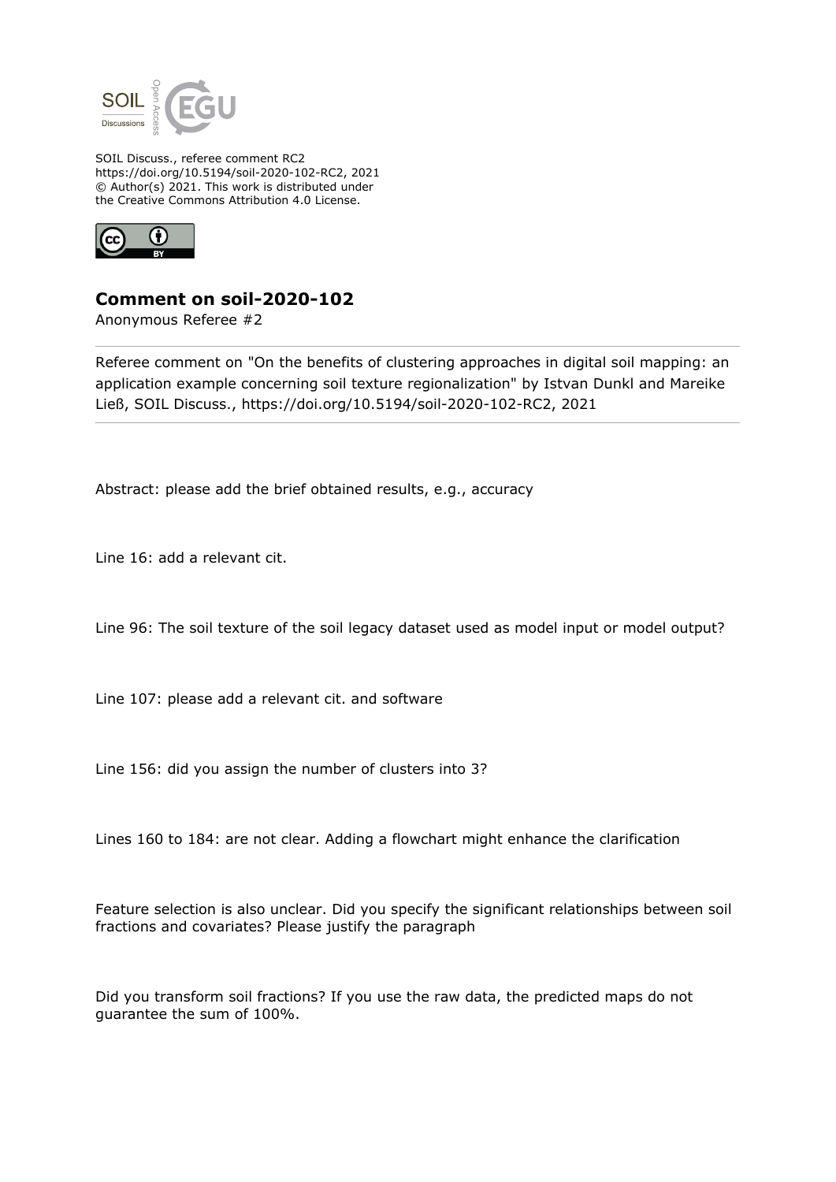SOIL Discuss., referee comment RC2
https://doi.org/10.5194/soil-2020-102-RC2, 2021
© Author(s) 2021. This work is distributed under
the Creative Commons Attribution 4.0 License.

## Comment on soil-2020-102

Anonymous Referee #2

Referee comment on "On the benefits of clustering approaches in digital soil mapping: an application example concerning soil texture regionalization" by Istvan Dunkl and Mareike Ließ, SOIL Discuss., https://doi.org/10.5194/soil-2020-102-RC2, 2021

Abstract: please add the brief obtained results, e.g., accuracy

Line 16: add a relevant cit.

Line 96: The soil texture of the soil legacy dataset used as model input or model output?

Line 107: please add a relevant cit. and software

Line 156: did you assign the number of clusters into 3?

Lines 160 to 184: are not clear. Adding a flowchart might enhance the clarification

Feature selection is also unclear. Did you specify the significant relationships between soil fractions and covariates? Please justify the paragraph

Did you transform soil fractions? If you use the raw data, the predicted maps do not guarantee the sum of 100%.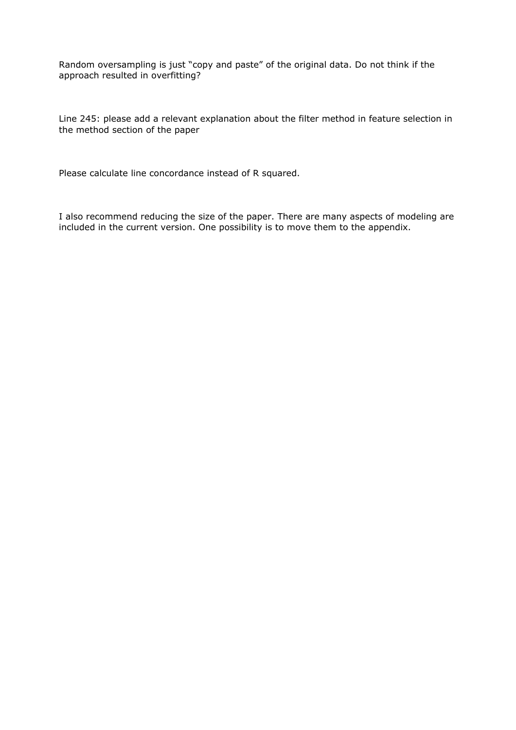Random oversampling is just “copy and paste” of the original data. Do not think if the approach resulted in overfitting?

Line 245: please add a relevant explanation about the filter method in feature selection in the method section of the paper

Please calculate line concordance instead of R squared.

I also recommend reducing the size of the paper. There are many aspects of modeling are included in the current version. One possibility is to move them to the appendix.